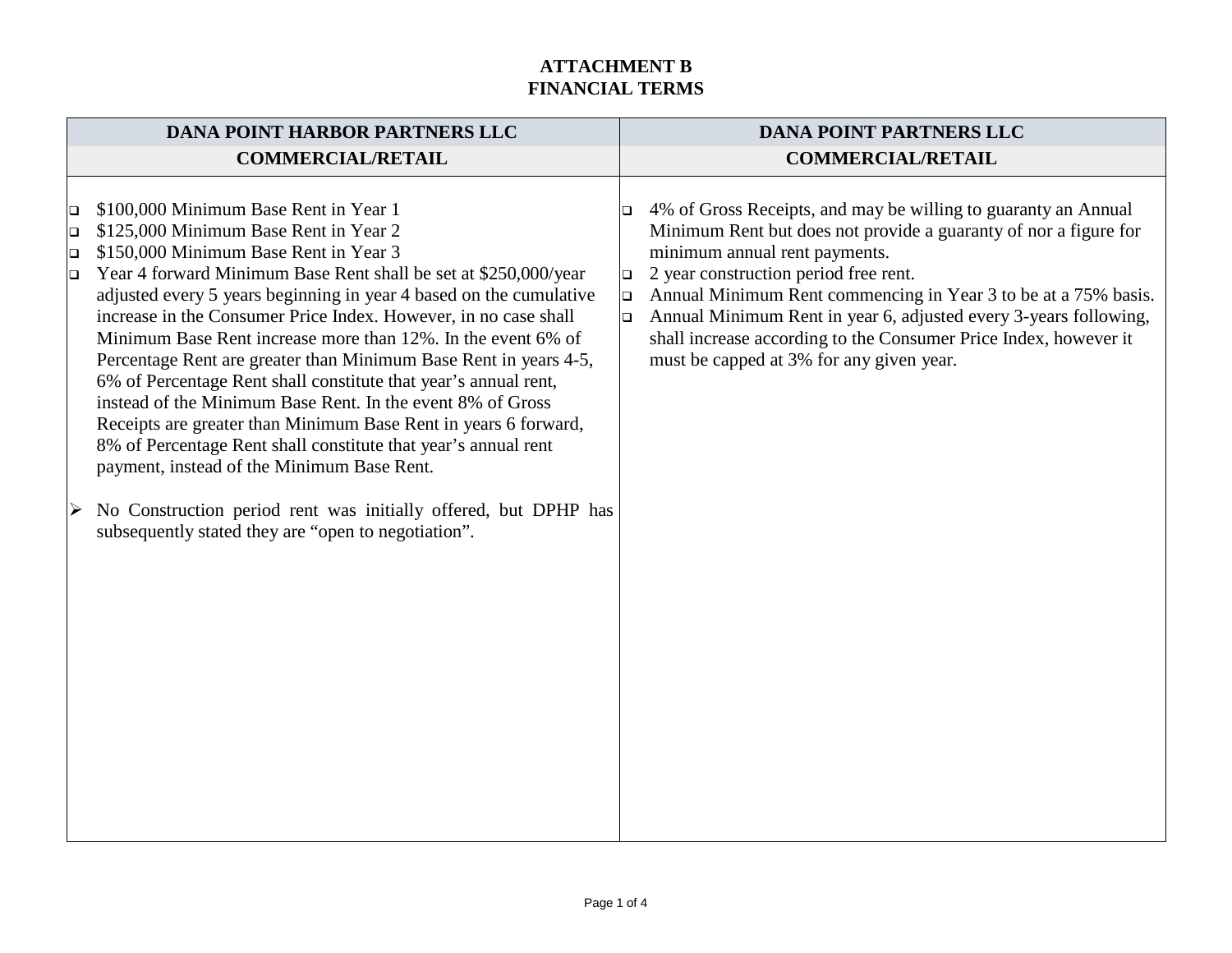# ATTACHMENT B
# FINANCIAL TERMS

| DANA POINT HARBOR PARTNERS LLC | DANA POINT PARTNERS LLC |
|---|---|
| **COMMERCIAL/RETAIL** | **COMMERCIAL/RETAIL** |
| ❑ $100,000 Minimum Base Rent in Year 1<br>❑ $125,000 Minimum Base Rent in Year 2<br>❑ $150,000 Minimum Base Rent in Year 3<br>❑ Year 4 forward Minimum Base Rent shall be set at $250,000/year adjusted every 5 years beginning in year 4 based on the cumulative increase in the Consumer Price Index. However, in no case shall Minimum Base Rent increase more than 12%. In the event 6% of Percentage Rent are greater than Minimum Base Rent in years 4-5, 6% of Percentage Rent shall constitute that year's annual rent, instead of the Minimum Base Rent. In the event 8% of Gross Receipts are greater than Minimum Base Rent in years 6 forward, 8% of Percentage Rent shall constitute that year's annual rent payment, instead of the Minimum Base Rent.<br><br>➢ No Construction period rent was initially offered, but DPHP has subsequently stated they are "open to negotiation". | ❑ 4% of Gross Receipts, and may be willing to guaranty an Annual Minimum Rent but does not provide a guaranty of nor a figure for minimum annual rent payments.<br>❑ 2 year construction period free rent.<br>❑ Annual Minimum Rent commencing in Year 3 to be at a 75% basis.<br>❑ Annual Minimum Rent in year 6, adjusted every 3-years following, shall increase according to the Consumer Price Index, however it must be capped at 3% for any given year. |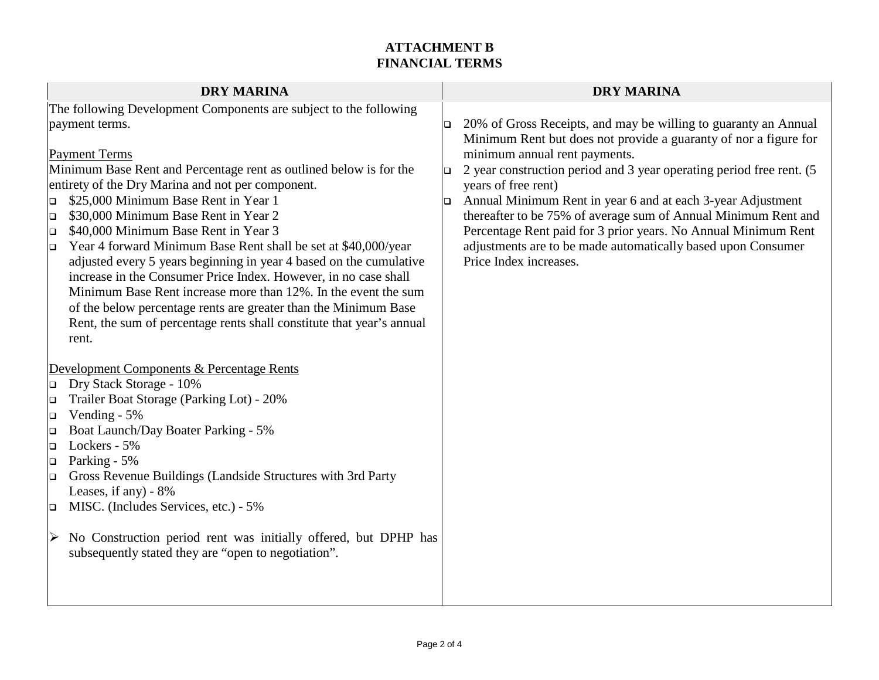# ATTACHMENT B
# FINANCIAL TERMS

| DRY MARINA | DRY MARINA |
|---|---|
| The following Development Components are subject to the following payment terms.<br><br><u>Payment Terms</u><br>Minimum Base Rent and Percentage rent as outlined below is for the entirety of the Dry Marina and not per component.<br>❑ \$25,000 Minimum Base Rent in Year 1<br>❑ \$30,000 Minimum Base Rent in Year 2<br>❑ \$40,000 Minimum Base Rent in Year 3<br>❑ Year 4 forward Minimum Base Rent shall be set at \$40,000/year adjusted every 5 years beginning in year 4 based on the cumulative increase in the Consumer Price Index. However, in no case shall Minimum Base Rent increase more than 12%. In the event the sum of the below percentage rents are greater than the Minimum Base Rent, the sum of percentage rents shall constitute that year's annual rent.<br><br><u>Development Components & Percentage Rents</u><br>❑ Dry Stack Storage - 10%<br>❑ Trailer Boat Storage (Parking Lot) - 20%<br>❑ Vending - 5%<br>❑ Boat Launch/Day Boater Parking - 5%<br>❑ Lockers - 5%<br>❑ Parking - 5%<br>❑ Gross Revenue Buildings (Landside Structures with 3rd Party Leases, if any) - 8%<br>❑ MISC. (Includes Services, etc.) - 5%<br><br>➢ No Construction period rent was initially offered, but DPHP has subsequently stated they are "open to negotiation". | ❑ 20% of Gross Receipts, and may be willing to guaranty an Annual Minimum Rent but does not provide a guaranty of nor a figure for minimum annual rent payments.<br>❑ 2 year construction period and 3 year operating period free rent. (5 years of free rent)<br>❑ Annual Minimum Rent in year 6 and at each 3-year Adjustment thereafter to be 75% of average sum of Annual Minimum Rent and Percentage Rent paid for 3 prior years. No Annual Minimum Rent adjustments are to be made automatically based upon Consumer Price Index increases. |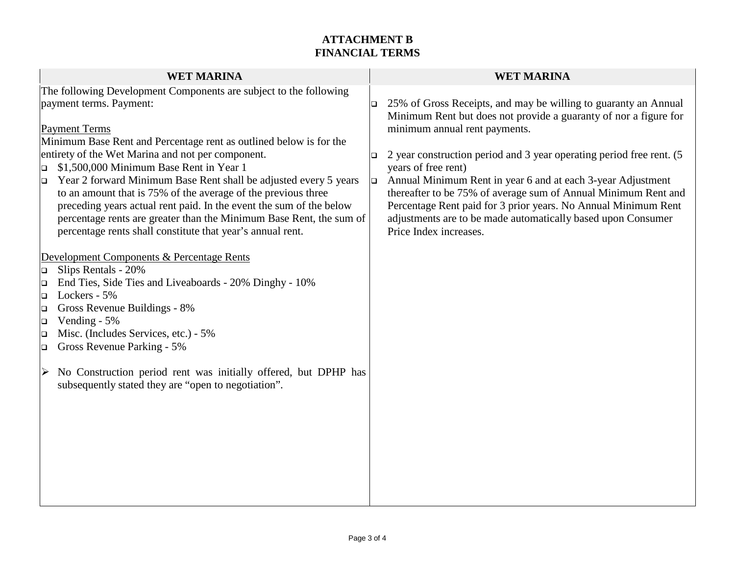# ATTACHMENT B
## FINANCIAL TERMS

| WET MARINA | WET MARINA |
| --- | --- |
| The following Development Components are subject to the following payment terms. Payment:<br><br><u>Payment Terms</u><br>Minimum Base Rent and Percentage rent as outlined below is for the entirety of the Wet Marina and not per component.<br>❑ $1,500,000 Minimum Base Rent in Year 1<br>❑ Year 2 forward Minimum Base Rent shall be adjusted every 5 years to an amount that is 75% of the average of the previous three preceding years actual rent paid. In the event the sum of the below percentage rents are greater than the Minimum Base Rent, the sum of percentage rents shall constitute that year's annual rent.<br><br><u>Development Components & Percentage Rents</u><br>❑ Slips Rentals - 20%<br>❑ End Ties, Side Ties and Liveaboards - 20% Dinghy - 10%<br>❑ Lockers - 5%<br>❑ Gross Revenue Buildings - 8%<br>❑ Vending - 5%<br>❑ Misc. (Includes Services, etc.) - 5%<br>❑ Gross Revenue Parking - 5%<br><br>➢ No Construction period rent was initially offered, but DPHP has subsequently stated they are "open to negotiation". | ❑ 25% of Gross Receipts, and may be willing to guaranty an Annual Minimum Rent but does not provide a guaranty of nor a figure for minimum annual rent payments.<br><br>❑ 2 year construction period and 3 year operating period free rent. (5 years of free rent)<br>❑ Annual Minimum Rent in year 6 and at each 3-year Adjustment thereafter to be 75% of average sum of Annual Minimum Rent and Percentage Rent paid for 3 prior years. No Annual Minimum Rent adjustments are to be made automatically based upon Consumer Price Index increases. |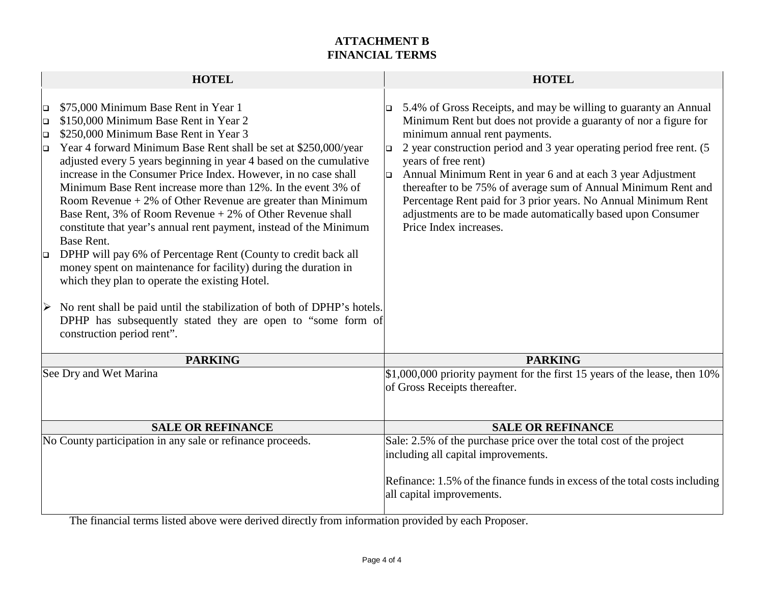## ATTACHMENT B
## FINANCIAL TERMS

| HOTEL | HOTEL |
|---|---|
| ❑ \$75,000 Minimum Base Rent in Year 1<br>❑ \$150,000 Minimum Base Rent in Year 2<br>❑ \$250,000 Minimum Base Rent in Year 3<br>❑ Year 4 forward Minimum Base Rent shall be set at \$250,000/year adjusted every 5 years beginning in year 4 based on the cumulative increase in the Consumer Price Index. However, in no case shall Minimum Base Rent increase more than 12%. In the event 3% of Room Revenue + 2% of Other Revenue are greater than Minimum Base Rent, 3% of Room Revenue + 2% of Other Revenue shall constitute that year's annual rent payment, instead of the Minimum Base Rent.<br>❑ DPHP will pay 6% of Percentage Rent (County to credit back all money spent on maintenance for facility) during the duration in which they plan to operate the existing Hotel.<br><br>➢ No rent shall be paid until the stabilization of both of DPHP's hotels. DPHP has subsequently stated they are open to "some form of construction period rent". | ❑ 5.4% of Gross Receipts, and may be willing to guaranty an Annual Minimum Rent but does not provide a guaranty of nor a figure for minimum annual rent payments.<br>❑ 2 year construction period and 3 year operating period free rent. (5 years of free rent)<br>❑ Annual Minimum Rent in year 6 and at each 3 year Adjustment thereafter to be 75% of average sum of Annual Minimum Rent and Percentage Rent paid for 3 prior years. No Annual Minimum Rent adjustments are to be made automatically based upon Consumer Price Index increases. |
| **PARKING** | **PARKING** |
| See Dry and Wet Marina | \$1,000,000 priority payment for the first 15 years of the lease, then 10% of Gross Receipts thereafter. |
| **SALE OR REFINANCE** | **SALE OR REFINANCE** |
| No County participation in any sale or refinance proceeds. | Sale: 2.5% of the purchase price over the total cost of the project including all capital improvements.<br><br>Refinance: 1.5% of the finance funds in excess of the total costs including all capital improvements. |

The financial terms listed above were derived directly from information provided by each Proposer.